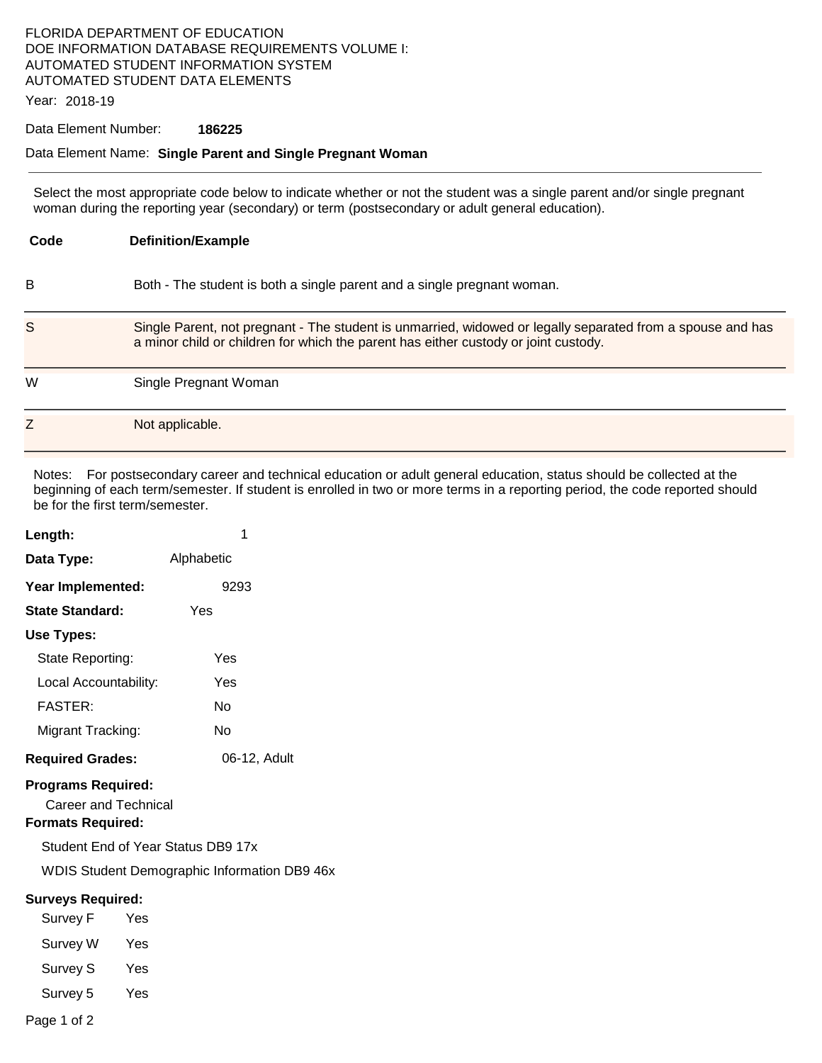FLORIDA DEPARTMENT OF EDUCATION
DOE INFORMATION DATABASE REQUIREMENTS VOLUME I:
AUTOMATED STUDENT INFORMATION SYSTEM
AUTOMATED STUDENT DATA ELEMENTS

Year: 2018-19

Data Element Number: **186225**

Data Element Name: **Single Parent and Single Pregnant Woman**

---

Select the most appropriate code below to indicate whether or not the student was a single parent and/or single pregnant woman during the reporting year (secondary) or term (postsecondary or adult general education).

| Code | Definition/Example |
| --- | --- |
| B | Both - The student is both a single parent and a single pregnant woman. |
| S | Single Parent, not pregnant - The student is unmarried, widowed or legally separated from a spouse and has a minor child or children for which the parent has either custody or joint custody. |
| W | Single Pregnant Woman |
| Z | Not applicable. |

Notes: For postsecondary career and technical education or adult general education, status should be collected at the beginning of each term/semester. If student is enrolled in two or more terms in a reporting period, the code reported should be for the first term/semester.

**Length:** 1

**Data Type:** Alphabetic

**Year Implemented:** 9293

**State Standard:** Yes

**Use Types:**

- State Reporting: Yes
- Local Accountability: Yes
- FASTER: No
- Migrant Tracking: No

**Required Grades:** 06-12, Adult

**Programs Required:**

Career and Technical

**Formats Required:**

Student End of Year Status DB9 17x

WDIS Student Demographic Information DB9 46x

**Surveys Required:**

- Survey F Yes
- Survey W Yes
- Survey S Yes
- Survey 5 Yes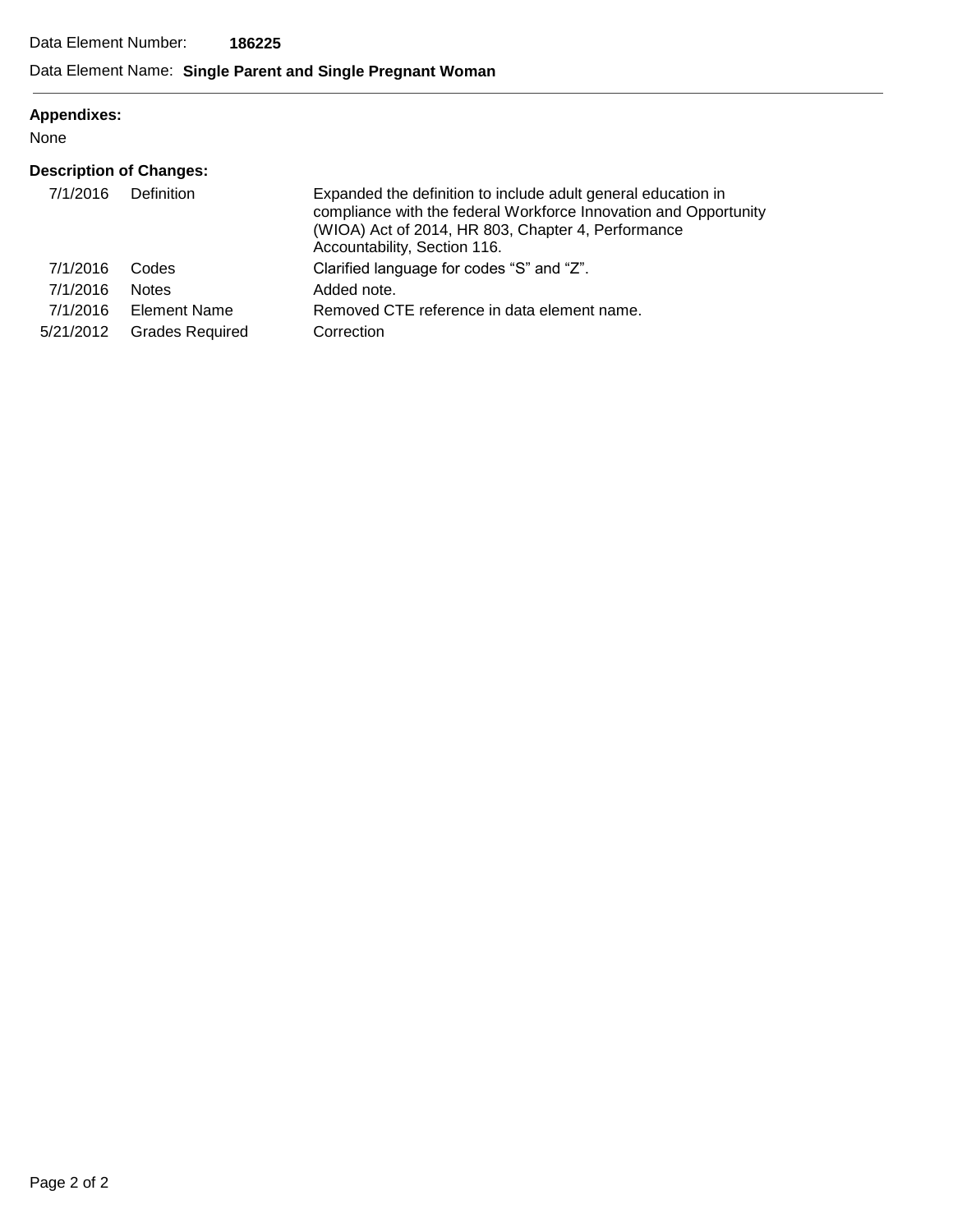Data Element Number: **186225**

Data Element Name: **Single Parent and Single Pregnant Woman**

---

**Appendixes:**

None

**Description of Changes:**

| | | |
|---|---|---|
| 7/1/2016 | Definition | Expanded the definition to include adult general education in compliance with the federal Workforce Innovation and Opportunity (WIOA) Act of 2014, HR 803, Chapter 4, Performance Accountability, Section 116. |
| 7/1/2016 | Codes | Clarified language for codes “S” and “Z”. |
| 7/1/2016 | Notes | Added note. |
| 7/1/2016 | Element Name | Removed CTE reference in data element name. |
| 5/21/2012 | Grades Required | Correction |